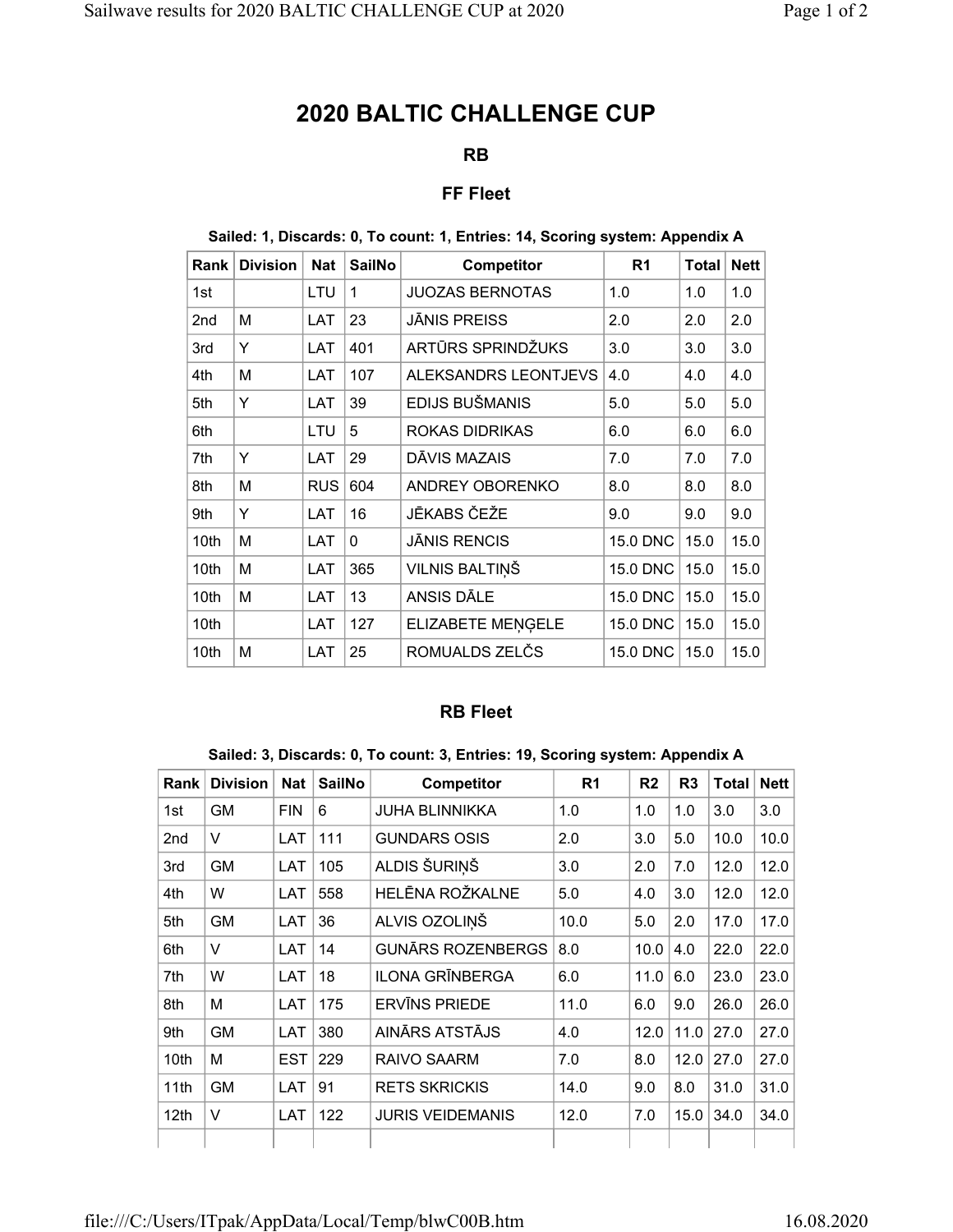# 2020 BALTIC CHALLENGE CUP

## RB

### FF Fleet

**Sailed: 1, Discards: 0, To count: 1, Entries: 14, Scoring system: Appendix A**

| Rank | Division | Nat | SailNo | Competitor | R1 | Total | Nett |
|---|---|---|---|---|---|---|---|
| 1st | | LTU | 1 | JUOZAS BERNOTAS | 1.0 | 1.0 | 1.0 |
| 2nd | M | LAT | 23 | JĀNIS PREISS | 2.0 | 2.0 | 2.0 |
| 3rd | Y | LAT | 401 | ARTŪRS SPRINDŽUKS | 3.0 | 3.0 | 3.0 |
| 4th | M | LAT | 107 | ALEKSANDRS LEONTJEVS | 4.0 | 4.0 | 4.0 |
| 5th | Y | LAT | 39 | EDIJS BUŠMANIS | 5.0 | 5.0 | 5.0 |
| 6th | | LTU | 5 | ROKAS DIDRIKAS | 6.0 | 6.0 | 6.0 |
| 7th | Y | LAT | 29 | DĀVIS MAZAIS | 7.0 | 7.0 | 7.0 |
| 8th | M | RUS | 604 | ANDREY OBORENKO | 8.0 | 8.0 | 8.0 |
| 9th | Y | LAT | 16 | JĒKABS ČEŽE | 9.0 | 9.0 | 9.0 |
| 10th | M | LAT | 0 | JĀNIS RENCIS | 15.0 DNC | 15.0 | 15.0 |
| 10th | M | LAT | 365 | VILNIS BALTIŅŠ | 15.0 DNC | 15.0 | 15.0 |
| 10th | M | LAT | 13 | ANSIS DĀLE | 15.0 DNC | 15.0 | 15.0 |
| 10th | | LAT | 127 | ELIZABETE MEŅĢELE | 15.0 DNC | 15.0 | 15.0 |
| 10th | M | LAT | 25 | ROMUALDS ZELČS | 15.0 DNC | 15.0 | 15.0 |

### RB Fleet

**Sailed: 3, Discards: 0, To count: 3, Entries: 19, Scoring system: Appendix A**

| Rank | Division | Nat | SailNo | Competitor | R1 | R2 | R3 | Total | Nett |
|---|---|---|---|---|---|---|---|---|---|
| 1st | GM | FIN | 6 | JUHA BLINNIKKA | 1.0 | 1.0 | 1.0 | 3.0 | 3.0 |
| 2nd | V | LAT | 111 | GUNDARS OSIS | 2.0 | 3.0 | 5.0 | 10.0 | 10.0 |
| 3rd | GM | LAT | 105 | ALDIS ŠURIŅŠ | 3.0 | 2.0 | 7.0 | 12.0 | 12.0 |
| 4th | W | LAT | 558 | HELĒNA ROŽKALNE | 5.0 | 4.0 | 3.0 | 12.0 | 12.0 |
| 5th | GM | LAT | 36 | ALVIS OZOLIŅŠ | 10.0 | 5.0 | 2.0 | 17.0 | 17.0 |
| 6th | V | LAT | 14 | GUNĀRS ROZENBERGS | 8.0 | 10.0 | 4.0 | 22.0 | 22.0 |
| 7th | W | LAT | 18 | ILONA GRĪNBERGA | 6.0 | 11.0 | 6.0 | 23.0 | 23.0 |
| 8th | M | LAT | 175 | ERVĪNS PRIEDE | 11.0 | 6.0 | 9.0 | 26.0 | 26.0 |
| 9th | GM | LAT | 380 | AINĀRS ATSTĀJS | 4.0 | 12.0 | 11.0 | 27.0 | 27.0 |
| 10th | M | EST | 229 | RAIVO SAARM | 7.0 | 8.0 | 12.0 | 27.0 | 27.0 |
| 11th | GM | LAT | 91 | RETS SKRICKIS | 14.0 | 9.0 | 8.0 | 31.0 | 31.0 |
| 12th | V | LAT | 122 | JURIS VEIDEMANIS | 12.0 | 7.0 | 15.0 | 34.0 | 34.0 |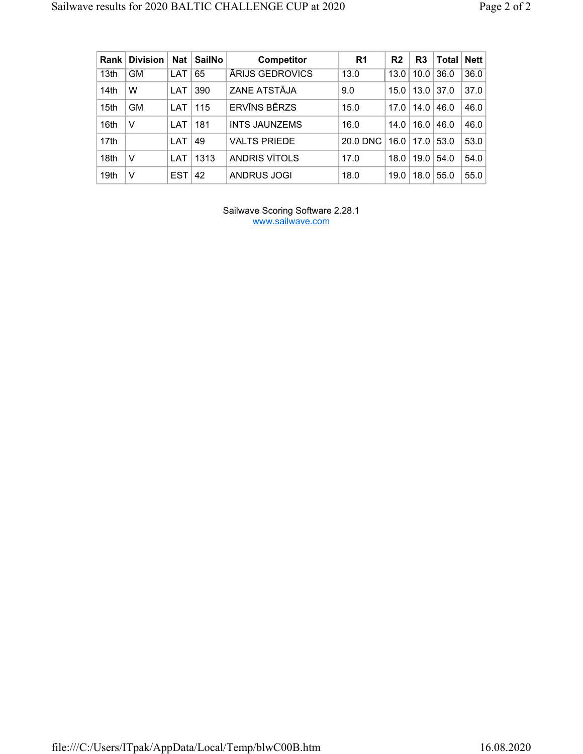| Rank | Division | Nat | SailNo | Competitor | R1 | R2 | R3 | Total | Nett |
|---|---|---|---|---|---|---|---|---|---|
| 13th | GM | LAT | 65 | ĀRIJS GEDROVICS | 13.0 | 13.0 | 10.0 | 36.0 | 36.0 |
| 14th | W | LAT | 390 | ZANE ATSTĀJA | 9.0 | 15.0 | 13.0 | 37.0 | 37.0 |
| 15th | GM | LAT | 115 | ERVĪNS BĒRZS | 15.0 | 17.0 | 14.0 | 46.0 | 46.0 |
| 16th | V | LAT | 181 | INTS JAUNZEMS | 16.0 | 14.0 | 16.0 | 46.0 | 46.0 |
| 17th | | LAT | 49 | VALTS PRIEDE | 20.0 DNC | 16.0 | 17.0 | 53.0 | 53.0 |
| 18th | V | LAT | 1313 | ANDRIS VĪTOLS | 17.0 | 18.0 | 19.0 | 54.0 | 54.0 |
| 19th | V | EST | 42 | ANDRUS JOGI | 18.0 | 19.0 | 18.0 | 55.0 | 55.0 |

Sailwave Scoring Software 2.28.1
www.sailwave.com